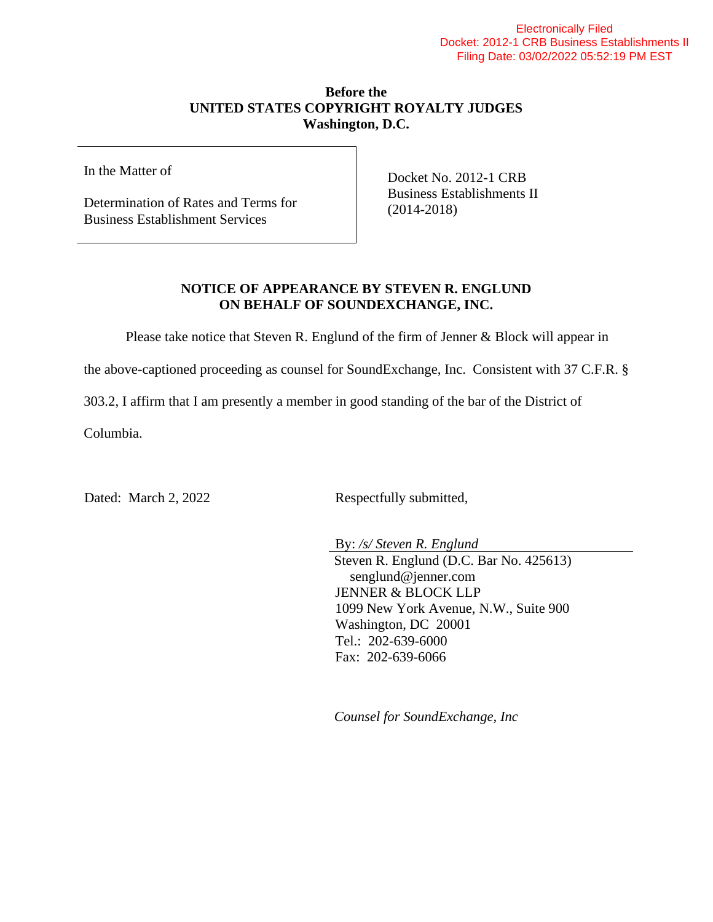Electronically Filed
Docket: 2012-1 CRB Business Establishments II
Filing Date: 03/02/2022 05:52:19 PM EST

**Before the**
**UNITED STATES COPYRIGHT ROYALTY JUDGES**
**Washington, D.C.**

| In the Matter of<br><br>Determination of Rates and Terms for Business Establishment Services | Docket No. 2012-1 CRB Business Establishments II (2014-2018) |
|---|---|

**NOTICE OF APPEARANCE BY STEVEN R. ENGLUND ON BEHALF OF SOUNDEXCHANGE, INC.**

Please take notice that Steven R. Englund of the firm of Jenner & Block will appear in the above-captioned proceeding as counsel for SoundExchange, Inc. Consistent with 37 C.F.R. § 303.2, I affirm that I am presently a member in good standing of the bar of the District of Columbia.

Dated: March 2, 2022

Respectfully submitted,

By: */s/ Steven R. Englund*
Steven R. Englund (D.C. Bar No. 425613)
senglund@jenner.com
JENNER & BLOCK LLP
1099 New York Avenue, N.W., Suite 900
Washington, DC 20001
Tel.: 202-639-6000
Fax: 202-639-6066

*Counsel for SoundExchange, Inc*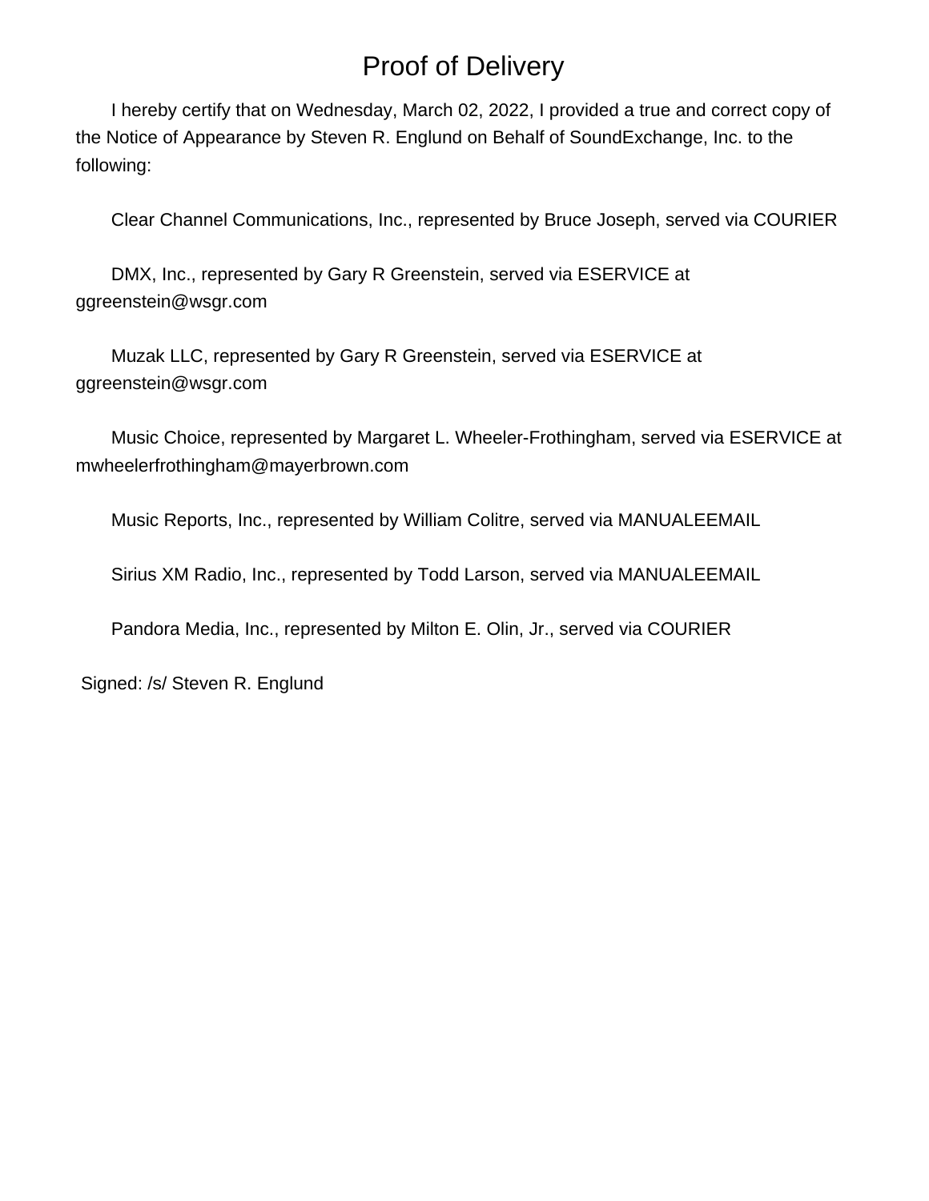# Proof of Delivery

I hereby certify that on Wednesday, March 02, 2022, I provided a true and correct copy of the Notice of Appearance by Steven R. Englund on Behalf of SoundExchange, Inc. to the following:

Clear Channel Communications, Inc., represented by Bruce Joseph, served via COURIER

DMX, Inc., represented by Gary R Greenstein, served via ESERVICE at ggreenstein@wsgr.com

Muzak LLC, represented by Gary R Greenstein, served via ESERVICE at ggreenstein@wsgr.com

Music Choice, represented by Margaret L. Wheeler-Frothingham, served via ESERVICE at mwheelerfrothingham@mayerbrown.com

Music Reports, Inc., represented by William Colitre, served via MANUALEEMAIL

Sirius XM Radio, Inc., represented by Todd Larson, served via MANUALEEMAIL

Pandora Media, Inc., represented by Milton E. Olin, Jr., served via COURIER

Signed: /s/ Steven R. Englund